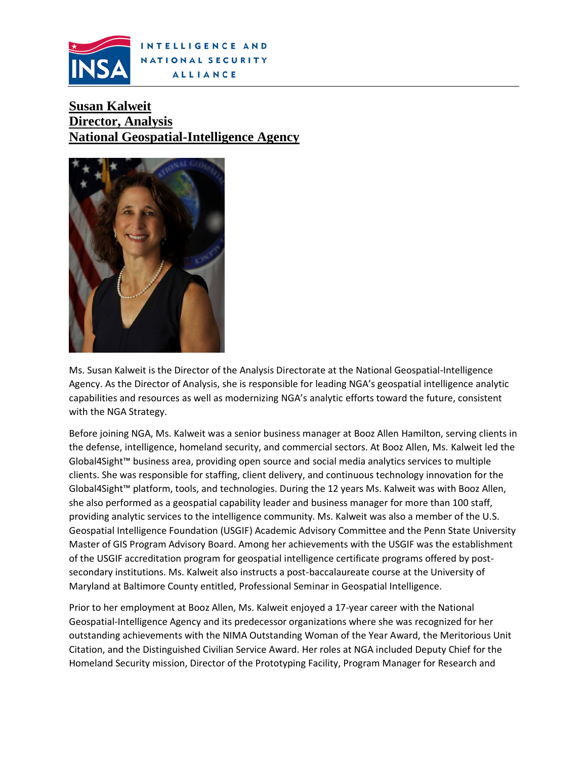INTELLIGENCE AND NATIONAL SECURITY ALLIANCE

**Susan Kalweit**
**Director, Analysis**
**National Geospatial-Intelligence Agency**

Ms. Susan Kalweit is the Director of the Analysis Directorate at the National Geospatial-Intelligence Agency. As the Director of Analysis, she is responsible for leading NGA's geospatial intelligence analytic capabilities and resources as well as modernizing NGA's analytic efforts toward the future, consistent with the NGA Strategy.

Before joining NGA, Ms. Kalweit was a senior business manager at Booz Allen Hamilton, serving clients in the defense, intelligence, homeland security, and commercial sectors. At Booz Allen, Ms. Kalweit led the Global4Sight™ business area, providing open source and social media analytics services to multiple clients. She was responsible for staffing, client delivery, and continuous technology innovation for the Global4Sight™ platform, tools, and technologies. During the 12 years Ms. Kalweit was with Booz Allen, she also performed as a geospatial capability leader and business manager for more than 100 staff, providing analytic services to the intelligence community. Ms. Kalweit was also a member of the U.S. Geospatial Intelligence Foundation (USGIF) Academic Advisory Committee and the Penn State University Master of GIS Program Advisory Board. Among her achievements with the USGIF was the establishment of the USGIF accreditation program for geospatial intelligence certificate programs offered by post-secondary institutions. Ms. Kalweit also instructs a post-baccalaureate course at the University of Maryland at Baltimore County entitled, Professional Seminar in Geospatial Intelligence.

Prior to her employment at Booz Allen, Ms. Kalweit enjoyed a 17-year career with the National Geospatial-Intelligence Agency and its predecessor organizations where she was recognized for her outstanding achievements with the NIMA Outstanding Woman of the Year Award, the Meritorious Unit Citation, and the Distinguished Civilian Service Award. Her roles at NGA included Deputy Chief for the Homeland Security mission, Director of the Prototyping Facility, Program Manager for Research and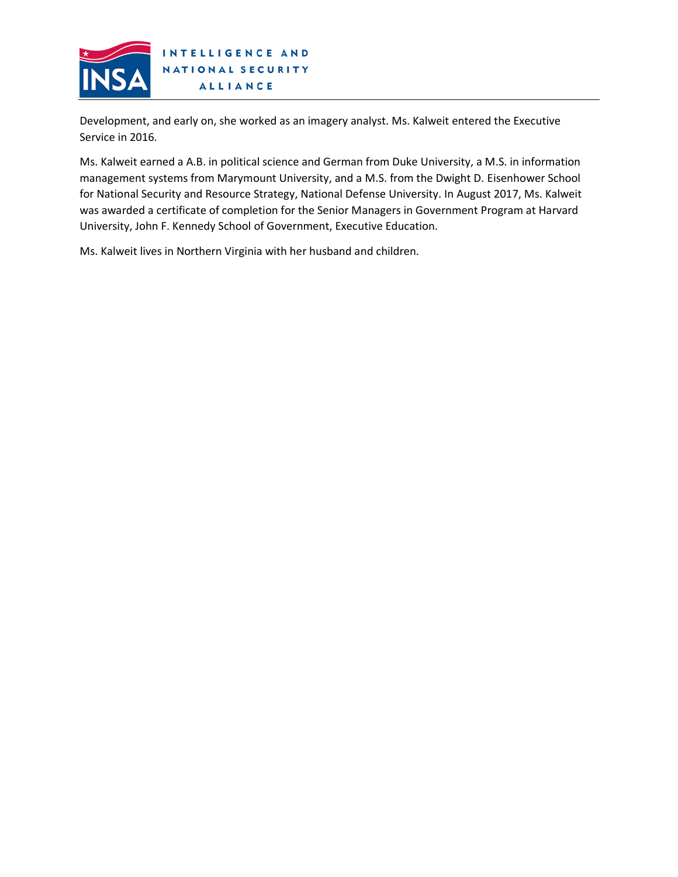Development, and early on, she worked as an imagery analyst. Ms. Kalweit entered the Executive Service in 2016.

Ms. Kalweit earned a A.B. in political science and German from Duke University, a M.S. in information management systems from Marymount University, and a M.S. from the Dwight D. Eisenhower School for National Security and Resource Strategy, National Defense University. In August 2017, Ms. Kalweit was awarded a certificate of completion for the Senior Managers in Government Program at Harvard University, John F. Kennedy School of Government, Executive Education.

Ms. Kalweit lives in Northern Virginia with her husband and children.